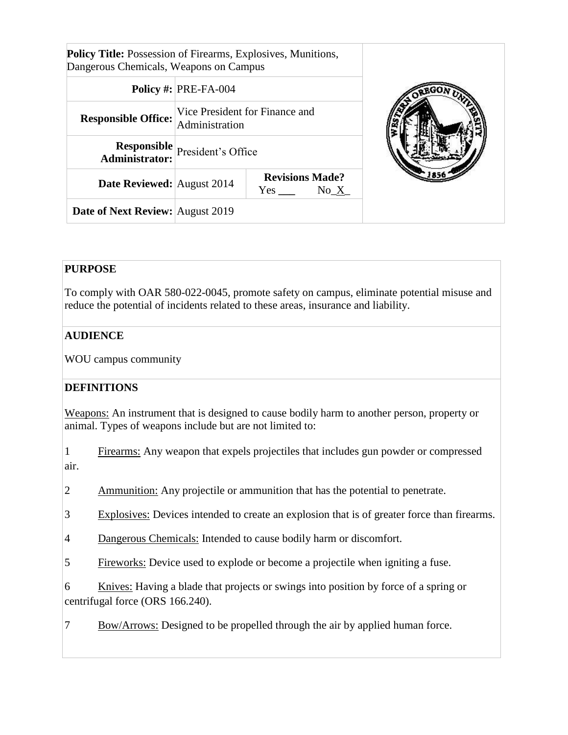| **Policy Title:** Possession of Firearms, Explosives, Munitions, Dangerous Chemicals, Weapons on Campus | | |
|---|---|---|
| **Policy #:** | PRE-FA-004 | |
| **Responsible Office:** | Vice President for Finance and Administration | |
| **Responsible Administrator:** | President's Office | |
| **Date Reviewed:** | August 2014 | **Revisions Made?** Yes ___ No_X_ |
| **Date of Next Review:** | August 2019 | |

## PURPOSE

To comply with OAR 580-022-0045, promote safety on campus, eliminate potential misuse and reduce the potential of incidents related to these areas, insurance and liability.

## AUDIENCE

WOU campus community

## DEFINITIONS

Weapons: An instrument that is designed to cause bodily harm to another person, property or animal. Types of weapons include but are not limited to:

1. Firearms: Any weapon that expels projectiles that includes gun powder or compressed air.
2. Ammunition: Any projectile or ammunition that has the potential to penetrate.
3. Explosives: Devices intended to create an explosion that is of greater force than firearms.
4. Dangerous Chemicals: Intended to cause bodily harm or discomfort.
5. Fireworks: Device used to explode or become a projectile when igniting a fuse.
6. Knives: Having a blade that projects or swings into position by force of a spring or centrifugal force (ORS 166.240).
7. Bow/Arrows: Designed to be propelled through the air by applied human force.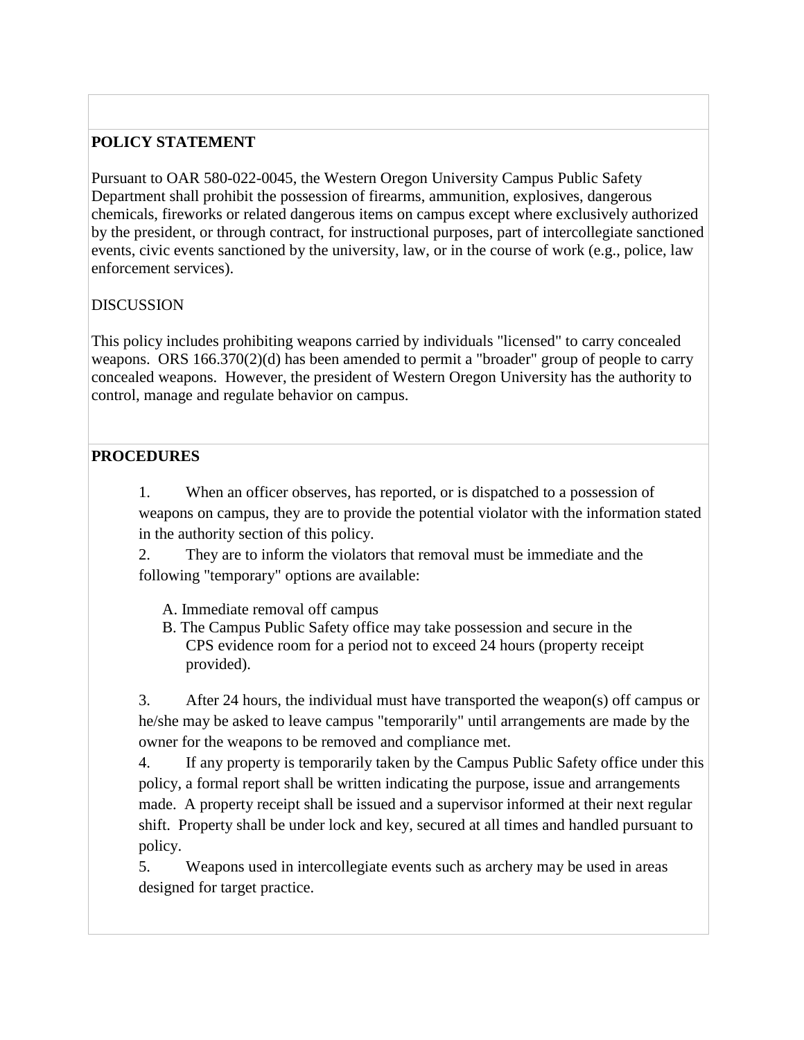**POLICY STATEMENT**

Pursuant to OAR 580-022-0045, the Western Oregon University Campus Public Safety Department shall prohibit the possession of firearms, ammunition, explosives, dangerous chemicals, fireworks or related dangerous items on campus except where exclusively authorized by the president, or through contract, for instructional purposes, part of intercollegiate sanctioned events, civic events sanctioned by the university, law, or in the course of work (e.g., police, law enforcement services).

DISCUSSION

This policy includes prohibiting weapons carried by individuals "licensed" to carry concealed weapons. ORS 166.370(2)(d) has been amended to permit a "broader" group of people to carry concealed weapons. However, the president of Western Oregon University has the authority to control, manage and regulate behavior on campus.

**PROCEDURES**

1. When an officer observes, has reported, or is dispatched to a possession of weapons on campus, they are to provide the potential violator with the information stated in the authority section of this policy.
2. They are to inform the violators that removal must be immediate and the following "temporary" options are available:
   - A. Immediate removal off campus
   - B. The Campus Public Safety office may take possession and secure in the CPS evidence room for a period not to exceed 24 hours (property receipt provided).
3. After 24 hours, the individual must have transported the weapon(s) off campus or he/she may be asked to leave campus "temporarily" until arrangements are made by the owner for the weapons to be removed and compliance met.
4. If any property is temporarily taken by the Campus Public Safety office under this policy, a formal report shall be written indicating the purpose, issue and arrangements made. A property receipt shall be issued and a supervisor informed at their next regular shift. Property shall be under lock and key, secured at all times and handled pursuant to policy.
5. Weapons used in intercollegiate events such as archery may be used in areas designed for target practice.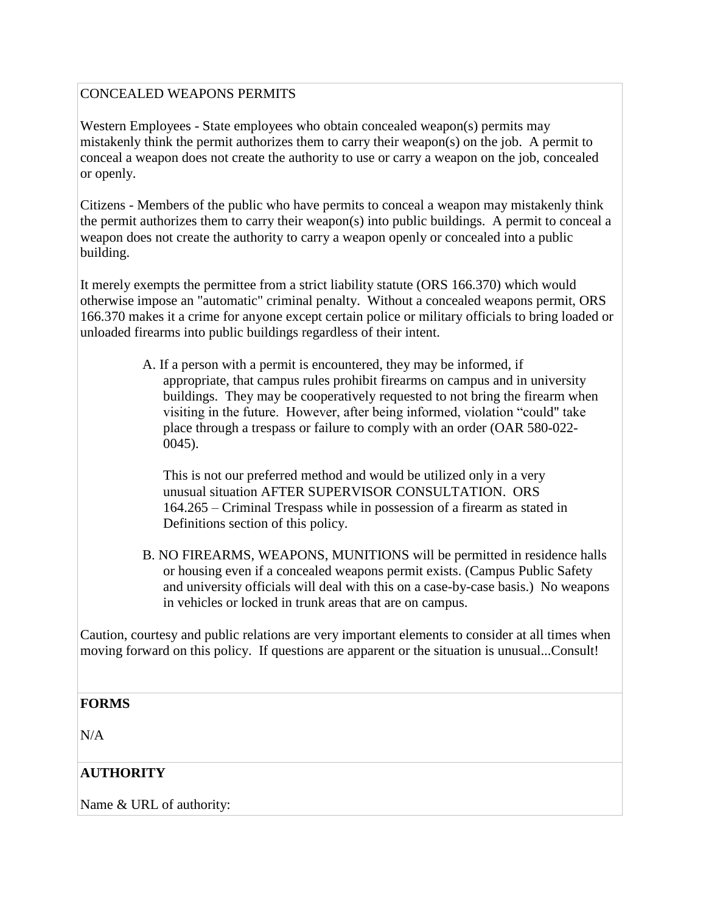CONCEALED WEAPONS PERMITS

Western Employees - State employees who obtain concealed weapon(s) permits may mistakenly think the permit authorizes them to carry their weapon(s) on the job. A permit to conceal a weapon does not create the authority to use or carry a weapon on the job, concealed or openly.

Citizens - Members of the public who have permits to conceal a weapon may mistakenly think the permit authorizes them to carry their weapon(s) into public buildings. A permit to conceal a weapon does not create the authority to carry a weapon openly or concealed into a public building.

It merely exempts the permittee from a strict liability statute (ORS 166.370) which would otherwise impose an "automatic" criminal penalty. Without a concealed weapons permit, ORS 166.370 makes it a crime for anyone except certain police or military officials to bring loaded or unloaded firearms into public buildings regardless of their intent.

A. If a person with a permit is encountered, they may be informed, if appropriate, that campus rules prohibit firearms on campus and in university buildings. They may be cooperatively requested to not bring the firearm when visiting in the future. However, after being informed, violation "could" take place through a trespass or failure to comply with an order (OAR 580-022-0045).

   This is not our preferred method and would be utilized only in a very unusual situation AFTER SUPERVISOR CONSULTATION. ORS 164.265 – Criminal Trespass while in possession of a firearm as stated in Definitions section of this policy.

B. NO FIREARMS, WEAPONS, MUNITIONS will be permitted in residence halls or housing even if a concealed weapons permit exists. (Campus Public Safety and university officials will deal with this on a case-by-case basis.) No weapons in vehicles or locked in trunk areas that are on campus.

Caution, courtesy and public relations are very important elements to consider at all times when moving forward on this policy. If questions are apparent or the situation is unusual...Consult!

**FORMS**

N/A

**AUTHORITY**

Name & URL of authority: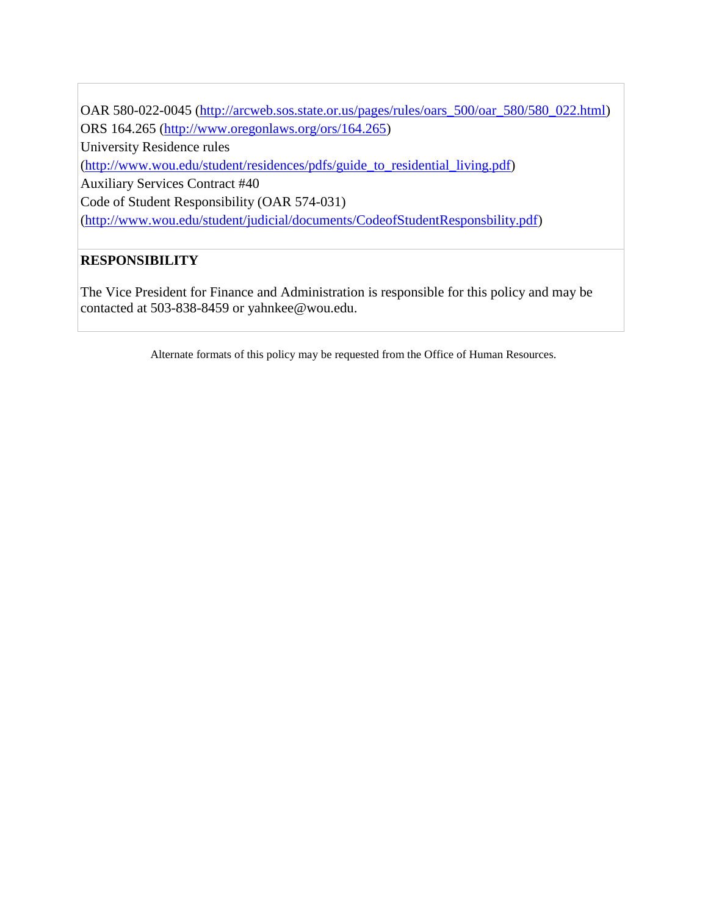OAR 580-022-0045 (http://arcweb.sos.state.or.us/pages/rules/oars_500/oar_580/580_022.html)
ORS 164.265 (http://www.oregonlaws.org/ors/164.265)
University Residence rules
(http://www.wou.edu/student/residences/pdfs/guide_to_residential_living.pdf)
Auxiliary Services Contract #40
Code of Student Responsibility (OAR 574-031)
(http://www.wou.edu/student/judicial/documents/CodeofStudentResponsbility.pdf)

**RESPONSIBILITY**

The Vice President for Finance and Administration is responsible for this policy and may be contacted at 503-838-8459 or yahnkee@wou.edu.

Alternate formats of this policy may be requested from the Office of Human Resources.